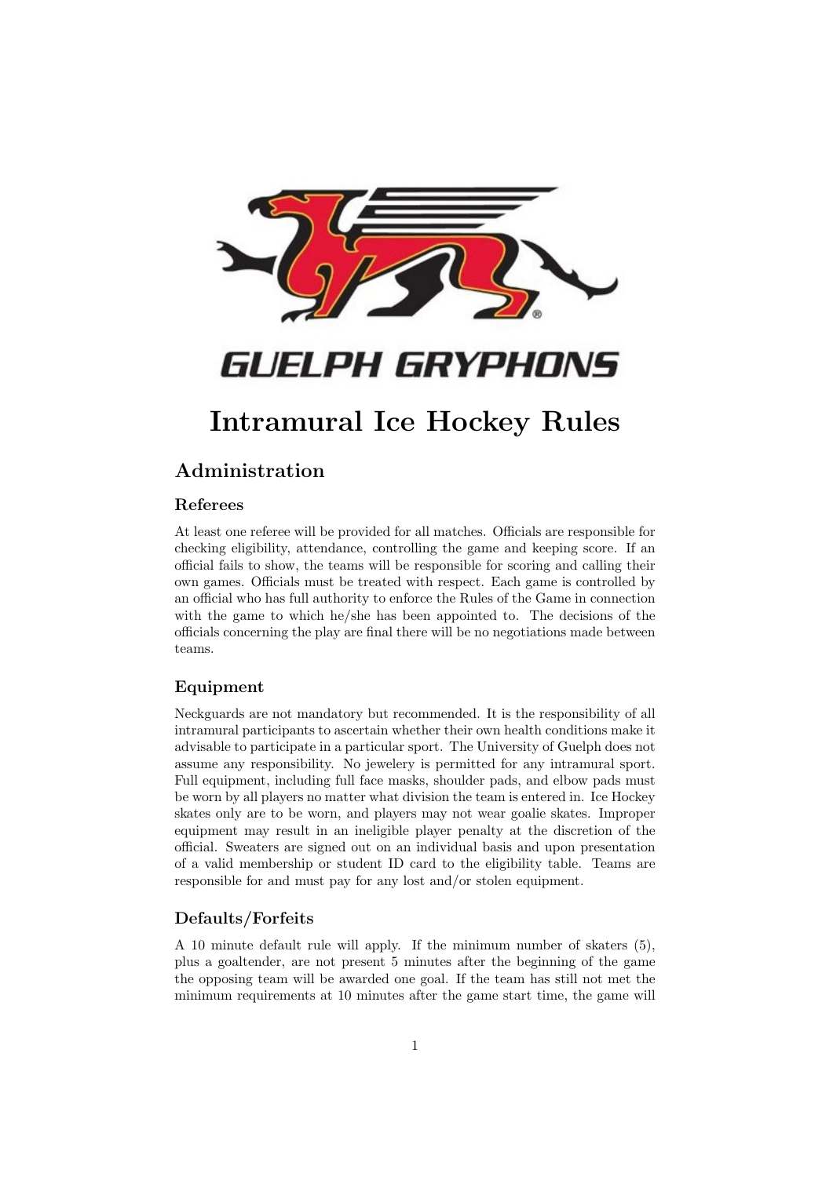# Intramural Ice Hockey Rules

## Administration

### Referees

At least one referee will be provided for all matches. Officials are responsible for checking eligibility, attendance, controlling the game and keeping score. If an official fails to show, the teams will be responsible for scoring and calling their own games. Officials must be treated with respect. Each game is controlled by an official who has full authority to enforce the Rules of the Game in connection with the game to which he/she has been appointed to. The decisions of the officials concerning the play are final there will be no negotiations made between teams.

### Equipment

Neckguards are not mandatory but recommended. It is the responsibility of all intramural participants to ascertain whether their own health conditions make it advisable to participate in a particular sport. The University of Guelph does not assume any responsibility. No jewelery is permitted for any intramural sport. Full equipment, including full face masks, shoulder pads, and elbow pads must be worn by all players no matter what division the team is entered in. Ice Hockey skates only are to be worn, and players may not wear goalie skates. Improper equipment may result in an ineligible player penalty at the discretion of the official. Sweaters are signed out on an individual basis and upon presentation of a valid membership or student ID card to the eligibility table. Teams are responsible for and must pay for any lost and/or stolen equipment.

### Defaults/Forfeits

A 10 minute default rule will apply. If the minimum number of skaters (5), plus a goaltender, are not present 5 minutes after the beginning of the game the opposing team will be awarded one goal. If the team has still not met the minimum requirements at 10 minutes after the game start time, the game will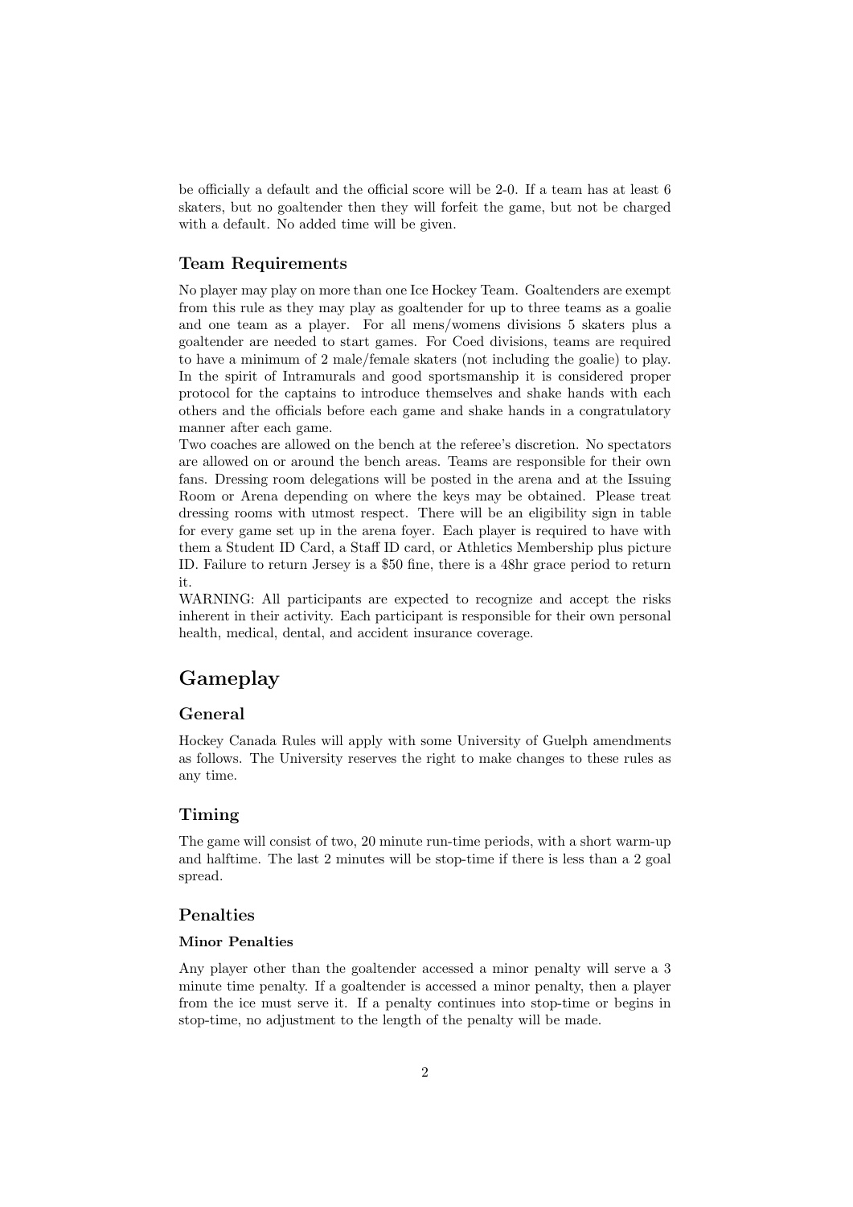be officially a default and the official score will be 2-0. If a team has at least 6 skaters, but no goaltender then they will forfeit the game, but not be charged with a default. No added time will be given.

### Team Requirements

No player may play on more than one Ice Hockey Team. Goaltenders are exempt from this rule as they may play as goaltender for up to three teams as a goalie and one team as a player. For all mens/womens divisions 5 skaters plus a goaltender are needed to start games. For Coed divisions, teams are required to have a minimum of 2 male/female skaters (not including the goalie) to play. In the spirit of Intramurals and good sportsmanship it is considered proper protocol for the captains to introduce themselves and shake hands with each others and the officials before each game and shake hands in a congratulatory manner after each game.

Two coaches are allowed on the bench at the referee's discretion. No spectators are allowed on or around the bench areas. Teams are responsible for their own fans. Dressing room delegations will be posted in the arena and at the Issuing Room or Arena depending on where the keys may be obtained. Please treat dressing rooms with utmost respect. There will be an eligibility sign in table for every game set up in the arena foyer. Each player is required to have with them a Student ID Card, a Staff ID card, or Athletics Membership plus picture ID. Failure to return Jersey is a $50 fine, there is a 48hr grace period to return it.

WARNING: All participants are expected to recognize and accept the risks inherent in their activity. Each participant is responsible for their own personal health, medical, dental, and accident insurance coverage.

## Gameplay

### General

Hockey Canada Rules will apply with some University of Guelph amendments as follows. The University reserves the right to make changes to these rules as any time.

### Timing

The game will consist of two, 20 minute run-time periods, with a short warm-up and halftime. The last 2 minutes will be stop-time if there is less than a 2 goal spread.

### Penalties

#### Minor Penalties

Any player other than the goaltender accessed a minor penalty will serve a 3 minute time penalty. If a goaltender is accessed a minor penalty, then a player from the ice must serve it. If a penalty continues into stop-time or begins in stop-time, no adjustment to the length of the penalty will be made.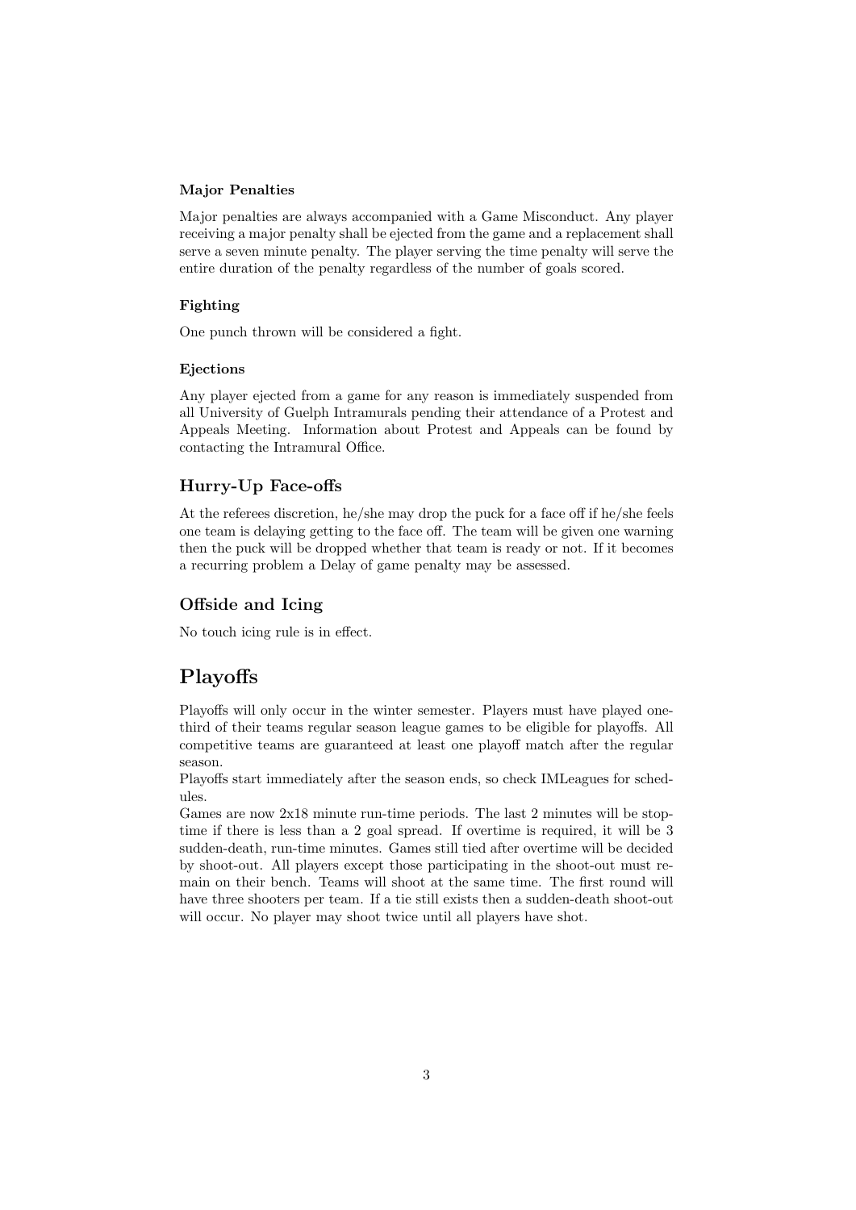#### Major Penalties

Major penalties are always accompanied with a Game Misconduct. Any player receiving a major penalty shall be ejected from the game and a replacement shall serve a seven minute penalty. The player serving the time penalty will serve the entire duration of the penalty regardless of the number of goals scored.

#### Fighting

One punch thrown will be considered a fight.

#### Ejections

Any player ejected from a game for any reason is immediately suspended from all University of Guelph Intramurals pending their attendance of a Protest and Appeals Meeting. Information about Protest and Appeals can be found by contacting the Intramural Office.

### Hurry-Up Face-offs

At the referees discretion, he/she may drop the puck for a face off if he/she feels one team is delaying getting to the face off. The team will be given one warning then the puck will be dropped whether that team is ready or not. If it becomes a recurring problem a Delay of game penalty may be assessed.

### Offside and Icing

No touch icing rule is in effect.

## Playoffs

Playoffs will only occur in the winter semester. Players must have played one-third of their teams regular season league games to be eligible for playoffs. All competitive teams are guaranteed at least one playoff match after the regular season.
Playoffs start immediately after the season ends, so check IMLeagues for schedules.
Games are now 2x18 minute run-time periods. The last 2 minutes will be stop-time if there is less than a 2 goal spread. If overtime is required, it will be 3 sudden-death, run-time minutes. Games still tied after overtime will be decided by shoot-out. All players except those participating in the shoot-out must remain on their bench. Teams will shoot at the same time. The first round will have three shooters per team. If a tie still exists then a sudden-death shoot-out will occur. No player may shoot twice until all players have shot.